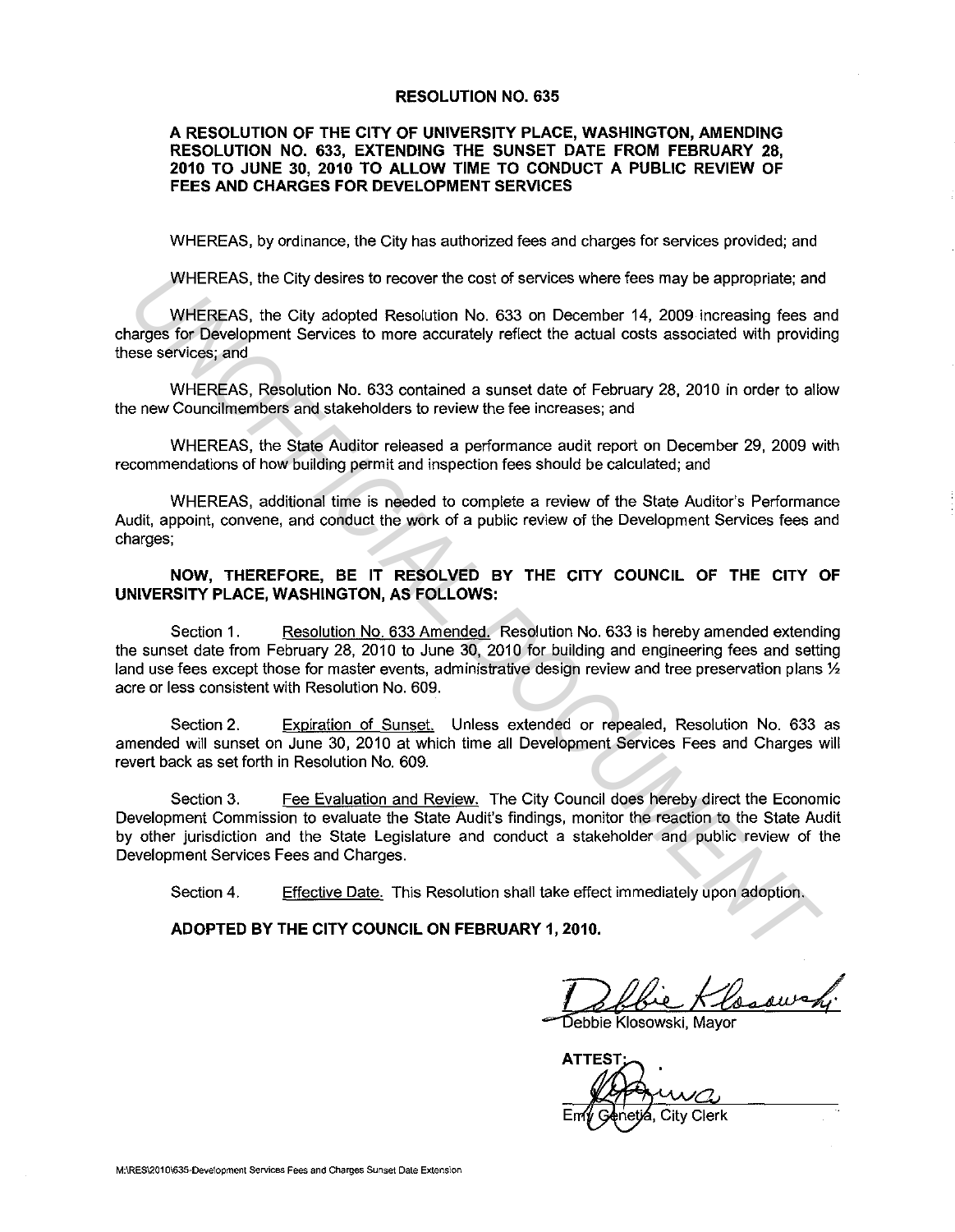# RESOLUTION NO. 635

## A RESOLUTION OF THE CITY OF UNIVERSITY PLACE, WASHINGTON, AMENDING RESOLUTION NO. 633, EXTENDING THE SUNSET DATE FROM FEBRUARY 28, 2010 TO JUNE 30, 2010 TO ALLOW TIME TO CONDUCT A PUBLIC REVIEW OF FEES AND CHARGES FOR DEVELOPMENT SERVICES

WHEREAS, by ordinance, the City has authorized fees and charges for services provided; and

WHEREAS, the City desires to recover the cost of services where fees may be appropriate; and

WHEREAS, the City adopted Resolution No. 633 on December 14, 2009 increasing fees and charges for Development Services to more accurately reflect the actual costs associated with providing these services; and

WHEREAS, Resolution No. 633 contained a sunset date of February 28, 2010 in order to allow the new Councilmembers and stakeholders to review the fee increases; and

WHEREAS, the State Auditor released a performance audit report on December 29, 2009 with recommendations of how building permit and inspection fees should be calculated; and

WHEREAS, additional time is needed to complete a review of the State Auditor's Performance Audit, appoint, convene, and conduct the work of a public review of the Development Services fees and charges;

**NOW, THEREFORE, BE IT RESOLVED BY THE CITY COUNCIL OF THE CITY OF UNIVERSITY PLACE, WASHINGTON, AS FOLLOWS:**

Section 1. Resolution No. 633 Amended. Resolution No. 633 is hereby amended extending the sunset date from February 28, 2010 to June 30, 2010 for building and engineering fees and setting land use fees except those for master events, administrative design review and tree preservation plans ½ acre or less consistent with Resolution No. 609.

Section 2. Expiration of Sunset. Unless extended or repealed, Resolution No. 633 as amended will sunset on June 30, 2010 at which time all Development Services Fees and Charges will revert back as set forth in Resolution No. 609.

Section 3. Fee Evaluation and Review. The City Council does hereby direct the Economic Development Commission to evaluate the State Audit's findings, monitor the reaction to the State Audit by other jurisdiction and the State Legislature and conduct a stakeholder and public review of the Development Services Fees and Charges.

Section 4. Effective Date. This Resolution shall take effect immediately upon adoption.

**ADOPTED BY THE CITY COUNCIL ON FEBRUARY 1, 2010.**

Debbie Klosowski, Mayor

ATTEST:

Emy Genetia, City Clerk

M:\RES\2010\635-Development Services Fees and Charges Sunset Date Extension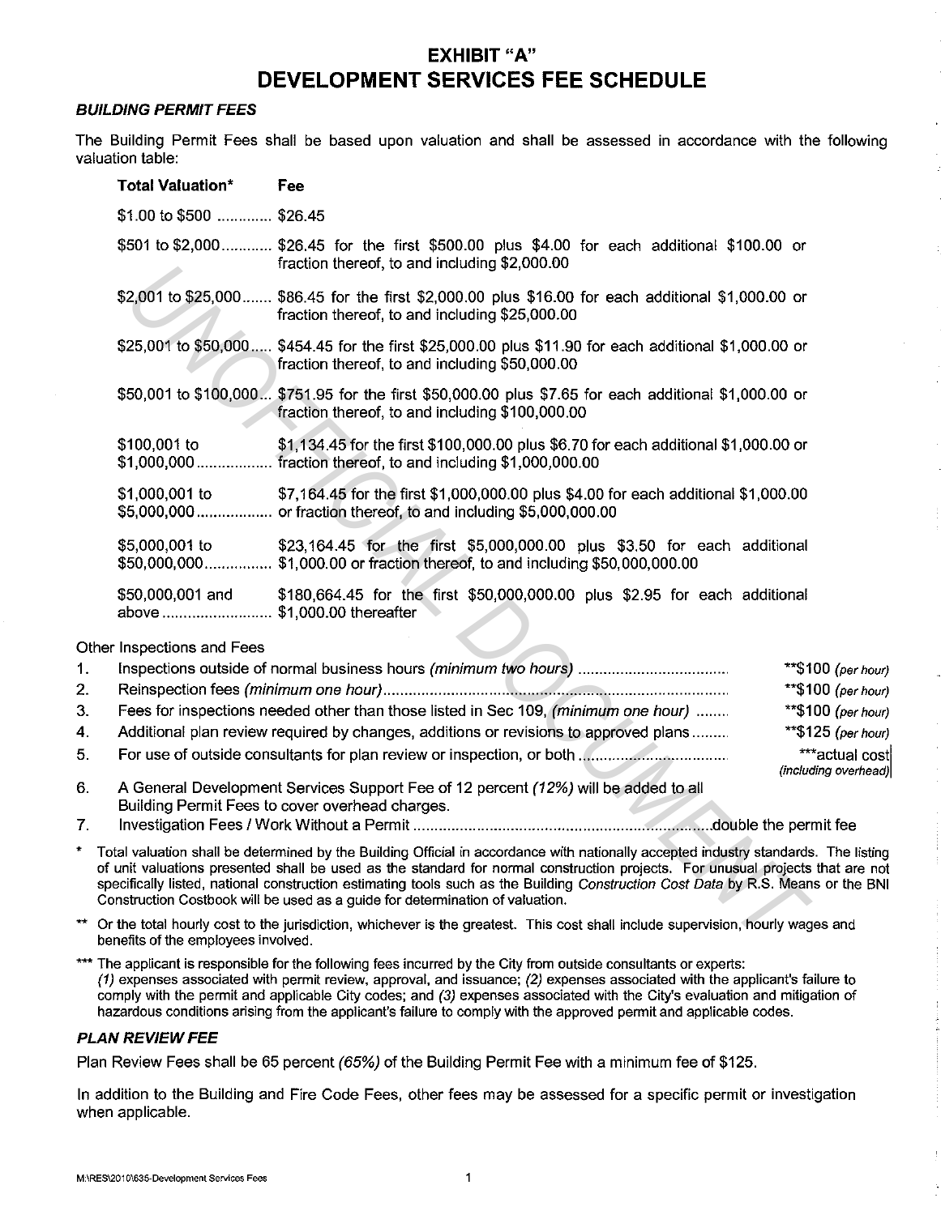# EXHIBIT "A"
# DEVELOPMENT SERVICES FEE SCHEDULE

### *BUILDING PERMIT FEES*

The Building Permit Fees shall be based upon valuation and shall be assessed in accordance with the following valuation table:

| Total Valuation* | Fee |
|---|---|
| $1.00 to $500 | $26.45 |
| $501 to $2,000 | $26.45 for the first $500.00 plus $4.00 for each additional $100.00 or fraction thereof, to and including $2,000.00 |
| $2,001 to $25,000 | $86.45 for the first $2,000.00 plus $16.00 for each additional $1,000.00 or fraction thereof, to and including $25,000.00 |
| $25,001 to $50,000 | $454.45 for the first $25,000.00 plus $11.90 for each additional $1,000.00 or fraction thereof, to and including $50,000.00 |
| $50,001 to $100,000 | $751.95 for the first $50,000.00 plus $7.65 for each additional $1,000.00 or fraction thereof, to and including $100,000.00 |
| $100,001 to $1,000,000 | $1,134.45 for the first $100,000.00 plus $6.70 for each additional $1,000.00 or fraction thereof, to and including $1,000,000.00 |
| $1,000,001 to $5,000,000 | $7,164.45 for the first $1,000,000.00 plus $4.00 for each additional $1,000.00 or fraction thereof, to and including $5,000,000.00 |
| $5,000,001 to $50,000,000 | $23,164.45 for the first $5,000,000.00 plus $3.50 for each additional $1,000.00 or fraction thereof, to and including $50,000,000.00 |
| $50,000,001 and above | $180,664.45 for the first $50,000,000.00 plus $2.95 for each additional $1,000.00 thereafter |

Other Inspections and Fees

1. Inspections outside of normal business hours *(minimum two hours)* .................. **$100 *(per hour)*
2. Reinspection fees *(minimum one hour)* .................. **$100 *(per hour)*
3. Fees for inspections needed other than those listed in Sec 109, *(minimum one hour)* .................. **$100 *(per hour)*
4. Additional plan review required by changes, additions or revisions to approved plans .................. **$125 *(per hour)*
5. For use of outside consultants for plan review or inspection, or both .................. ***actual cost *(including overhead)*
6. A General Development Services Support Fee of 12 percent *(12%)* will be added to all Building Permit Fees to cover overhead charges.
7. Investigation Fees / Work Without a Permit .................. double the permit fee

\* Total valuation shall be determined by the Building Official in accordance with nationally accepted industry standards. The listing of unit valuations presented shall be used as the standard for normal construction projects. For unusual projects that are not specifically listed, national construction estimating tools such as the Building *Construction Cost Data* by R.S. Means or the BNI Construction Costbook will be used as a guide for determination of valuation.

\** Or the total hourly cost to the jurisdiction, whichever is the greatest. This cost shall include supervision, hourly wages and benefits of the employees involved.

\*** The applicant is responsible for the following fees incurred by the City from outside consultants or experts: *(1)* expenses associated with permit review, approval, and issuance; *(2)* expenses associated with the applicant's failure to comply with the permit and applicable City codes; and *(3)* expenses associated with the City's evaluation and mitigation of hazardous conditions arising from the applicant's failure to comply with the approved permit and applicable codes.

### *PLAN REVIEW FEE*

Plan Review Fees shall be 65 percent *(65%)* of the Building Permit Fee with a minimum fee of $125.

In addition to the Building and Fire Code Fees, other fees may be assessed for a specific permit or investigation when applicable.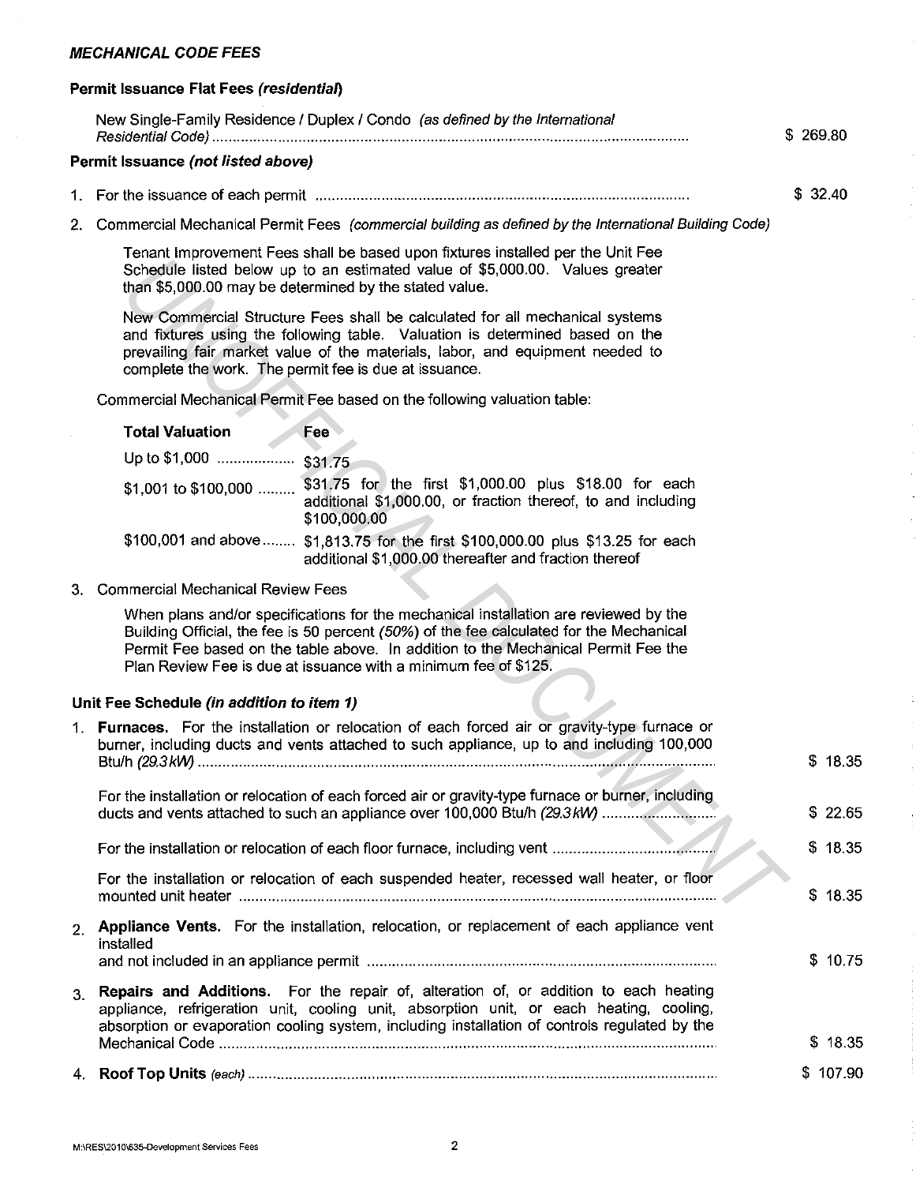## *MECHANICAL CODE FEES*

### Permit Issuance Flat Fees *(residential)*

| | |
|---|---|
| New Single-Family Residence / Duplex / Condo *(as defined by the International Residential Code)* | $ 269.80 |

### Permit Issuance *(not listed above)*

1. For the issuance of each permit .......... $ 32.40

2. Commercial Mechanical Permit Fees *(commercial building as defined by the International Building Code)*

   Tenant Improvement Fees shall be based upon fixtures installed per the Unit Fee Schedule listed below up to an estimated value of $5,000.00. Values greater than $5,000.00 may be determined by the stated value.

   New Commercial Structure Fees shall be calculated for all mechanical systems and fixtures using the following table. Valuation is determined based on the prevailing fair market value of the materials, labor, and equipment needed to complete the work. The permit fee is due at issuance.

   Commercial Mechanical Permit Fee based on the following valuation table:

   | Total Valuation | Fee |
   |---|---|
   | Up to $1,000 | $31.75 |
   | $1,001 to $100,000 | $31.75 for the first $1,000.00 plus $18.00 for each additional $1,000.00, or fraction thereof, to and including $100,000.00 |
   | $100,001 and above | $1,813.75 for the first $100,000.00 plus $13.25 for each additional $1,000.00 thereafter and fraction thereof |

3. Commercial Mechanical Review Fees

   When plans and/or specifications for the mechanical installation are reviewed by the Building Official, the fee is 50 percent *(50%)* of the fee calculated for the Mechanical Permit Fee based on the table above. In addition to the Mechanical Permit Fee the Plan Review Fee is due at issuance with a minimum fee of $125.

### Unit Fee Schedule *(in addition to item 1)*

1. **Furnaces.** For the installation or relocation of each forced air or gravity-type furnace or burner, including ducts and vents attached to such appliance, up to and including 100,000 Btu/h *(29.3 kW)* .......... $ 18.35

   For the installation or relocation of each forced air or gravity-type furnace or burner, including ducts and vents attached to such an appliance over 100,000 Btu/h *(29.3 kW)* .......... $ 22.65

   For the installation or relocation of each floor furnace, including vent .......... $ 18.35

   For the installation or relocation of each suspended heater, recessed wall heater, or floor mounted unit heater .......... $ 18.35

2. **Appliance Vents.** For the installation, relocation, or replacement of each appliance vent installed and not included in an appliance permit .......... $ 10.75

3. **Repairs and Additions.** For the repair of, alteration of, or addition to each heating appliance, refrigeration unit, cooling unit, absorption unit, or each heating, cooling, absorption or evaporation cooling system, including installation of controls regulated by the Mechanical Code .......... $ 18.35

4. **Roof Top Units** *(each)* .......... $ 107.90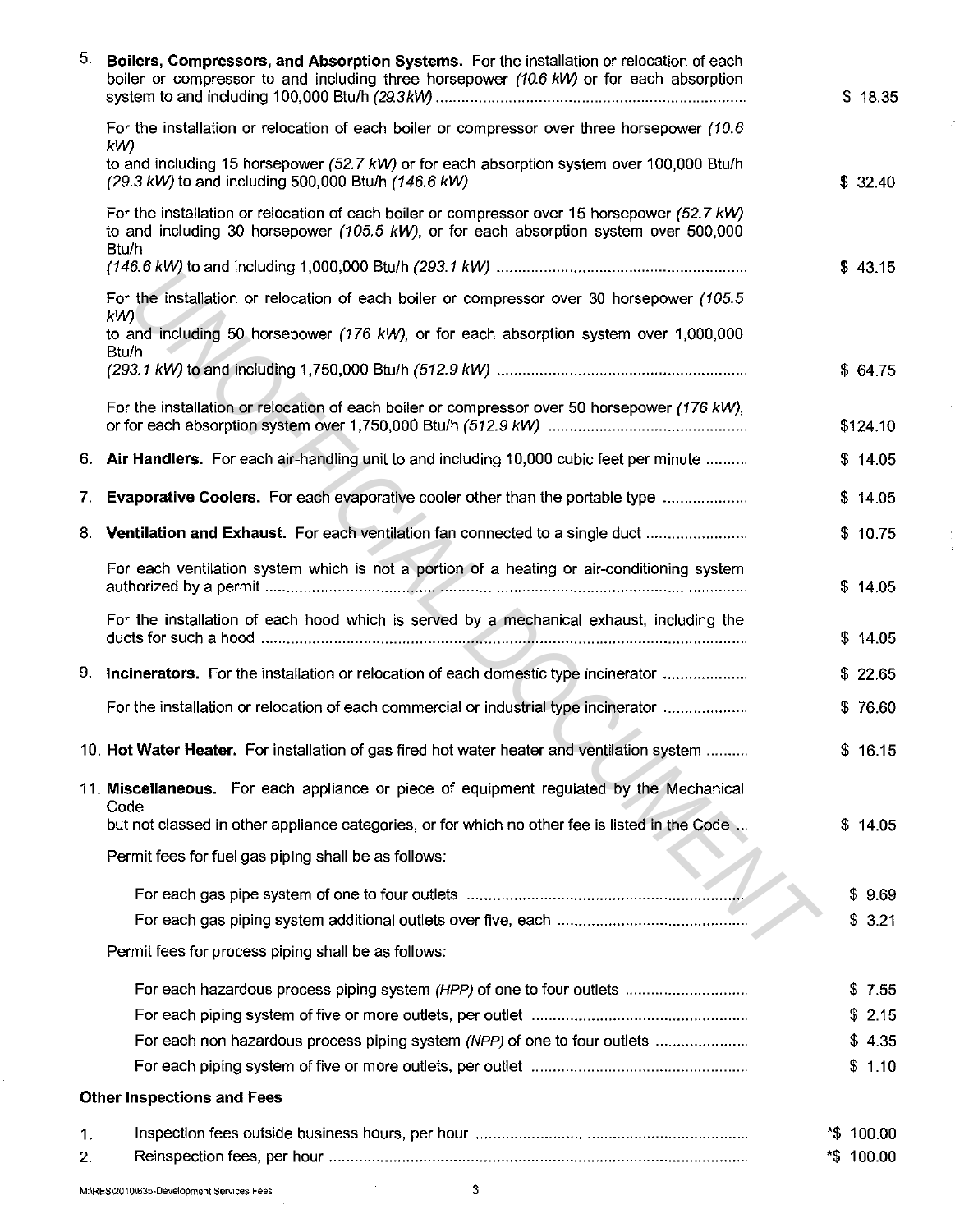5. **Boilers, Compressors, and Absorption Systems.** For the installation or relocation of each boiler or compressor to and including three horsepower *(10.6 kW)* or for each absorption system to and including 100,000 Btu/h *(29.3 kW)* ........ $ 18.35

   For the installation or relocation of each boiler or compressor over three horsepower *(10.6 kW)* to and including 15 horsepower *(52.7 kW)* or for each absorption system over 100,000 Btu/h *(29.3 kW)* to and including 500,000 Btu/h *(146.6 kW)* ........ $ 32.40

   For the installation or relocation of each boiler or compressor over 15 horsepower *(52.7 kW)* to and including 30 horsepower *(105.5 kW)*, or for each absorption system over 500,000 Btu/h *(146.6 kW)* to and including 1,000,000 Btu/h *(293.1 kW)* ........ $ 43.15

   For the installation or relocation of each boiler or compressor over 30 horsepower *(105.5 kW)* to and including 50 horsepower *(176 kW)*, or for each absorption system over 1,000,000 Btu/h *(293.1 kW)* to and including 1,750,000 Btu/h *(512.9 kW)* ........ $ 64.75

   For the installation or relocation of each boiler or compressor over 50 horsepower *(176 kW)*, or for each absorption system over 1,750,000 Btu/h *(512.9 kW)* ........ $124.10

6. **Air Handlers.** For each air-handling unit to and including 10,000 cubic feet per minute ........ $ 14.05

7. **Evaporative Coolers.** For each evaporative cooler other than the portable type ........ $ 14.05

8. **Ventilation and Exhaust.** For each ventilation fan connected to a single duct ........ $ 10.75

   For each ventilation system which is not a portion of a heating or air-conditioning system authorized by a permit ........ $ 14.05

   For the installation of each hood which is served by a mechanical exhaust, including the ducts for such a hood ........ $ 14.05

9. **Incinerators.** For the installation or relocation of each domestic type incinerator ........ $ 22.65

   For the installation or relocation of each commercial or industrial type incinerator ........ $ 76.60

10. **Hot Water Heater.** For installation of gas fired hot water heater and ventilation system ........ $ 16.15

11. **Miscellaneous.** For each appliance or piece of equipment regulated by the Mechanical Code but not classed in other appliance categories, or for which no other fee is listed in the Code ... $ 14.05

    Permit fees for fuel gas piping shall be as follows:

    For each gas pipe system of one to four outlets ........ $ 9.69
    For each gas piping system additional outlets over five, each ........ $ 3.21

    Permit fees for process piping shall be as follows:

    For each hazardous process piping system *(HPP)* of one to four outlets ........ $ 7.55
    For each piping system of five or more outlets, per outlet ........ $ 2.15
    For each non hazardous process piping system *(NPP)* of one to four outlets ........ $ 4.35
    For each piping system of five or more outlets, per outlet ........ $ 1.10

**Other Inspections and Fees**

1. Inspection fees outside business hours, per hour ........ *$ 100.00
2. Reinspection fees, per hour ........ *$ 100.00

M:\RES\2010\635-Development Services Fees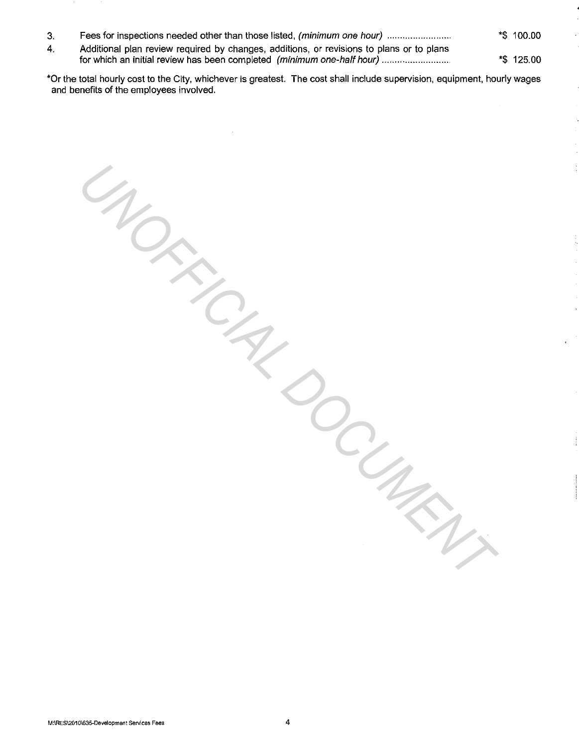3. Fees for inspections needed other than those listed, *(minimum one hour)* ........................ *$ 100.00
4. Additional plan review required by changes, additions, or revisions to plans or to plans for which an initial review has been completed *(minimum one-half hour)* ........................ *$ 125.00

*Or the total hourly cost to the City, whichever is greatest. The cost shall include supervision, equipment, hourly wages and benefits of the employees involved.

UNOFFICIAL DOCUMENT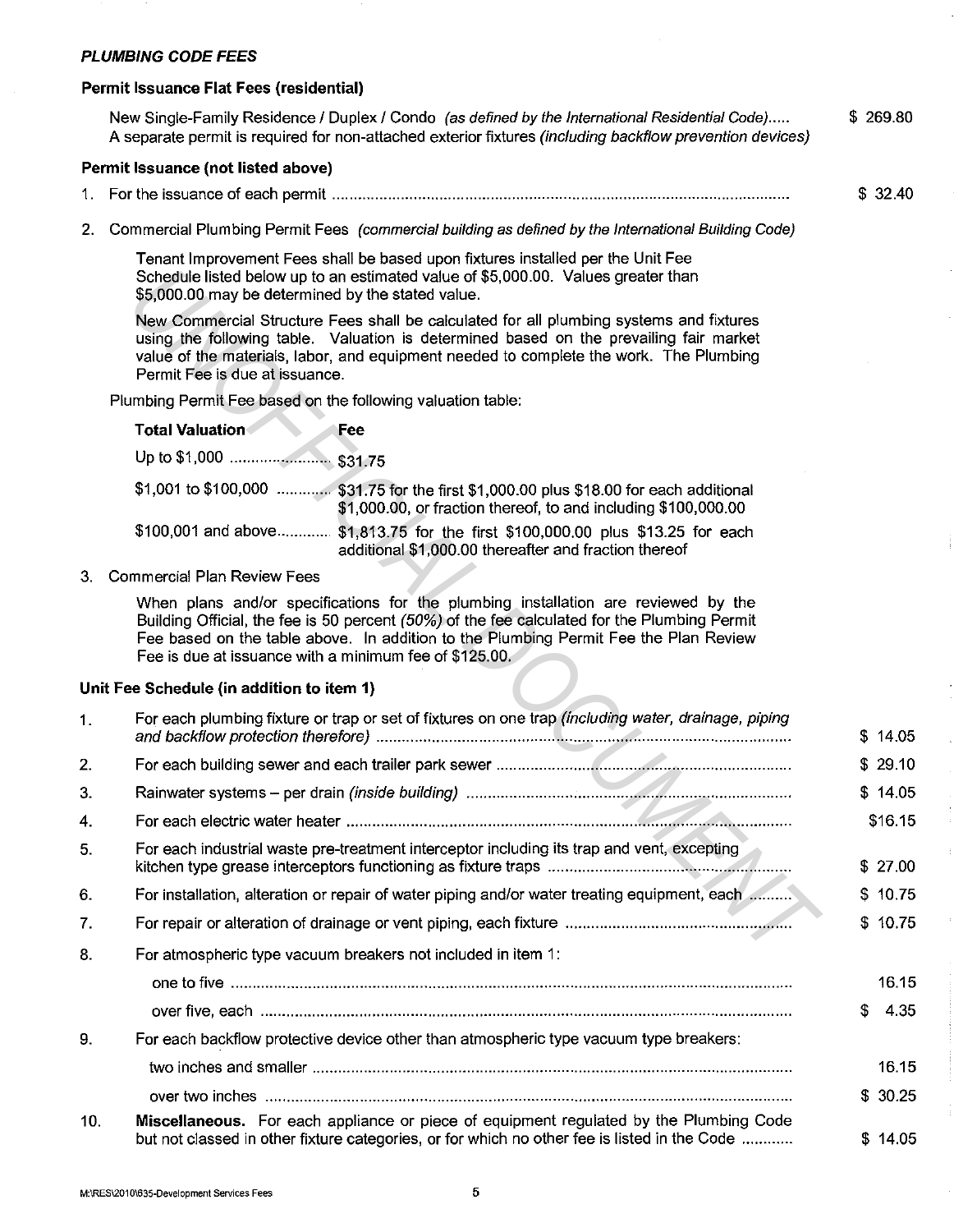### *PLUMBING CODE FEES*

**Permit Issuance Flat Fees (residential)**

New Single-Family Residence / Duplex / Condo *(as defined by the International Residential Code)*..... $ 269.80
A separate permit is required for non-attached exterior fixtures *(including backflow prevention devices)*

**Permit Issuance (not listed above)**

1. For the issuance of each permit ........................................................................................................ $ 32.40

2. Commercial Plumbing Permit Fees *(commercial building as defined by the International Building Code)*

   Tenant Improvement Fees shall be based upon fixtures installed per the Unit Fee Schedule listed below up to an estimated value of $5,000.00. Values greater than $5,000.00 may be determined by the stated value.

   New Commercial Structure Fees shall be calculated for all plumbing systems and fixtures using the following table. Valuation is determined based on the prevailing fair market value of the materials, labor, and equipment needed to complete the work. The Plumbing Permit Fee is due at issuance.

   Plumbing Permit Fee based on the following valuation table:

   | Total Valuation | Fee |
   |---|---|
   | Up to $1,000 | $31.75 |
   | $1,001 to $100,000 | $31.75 for the first $1,000.00 plus $18.00 for each additional $1,000.00, or fraction thereof, to and including $100,000.00 |
   | $100,001 and above | $1,813.75 for the first $100,000.00 plus $13.25 for each additional $1,000.00 thereafter and fraction thereof |

3. Commercial Plan Review Fees

   When plans and/or specifications for the plumbing installation are reviewed by the Building Official, the fee is 50 percent *(50%)* of the fee calculated for the Plumbing Permit Fee based on the table above. In addition to the Plumbing Permit Fee the Plan Review Fee is due at issuance with a minimum fee of $125.00.

**Unit Fee Schedule (in addition to item 1)**

| | | |
|---|---|---|
| 1. | For each plumbing fixture or trap or set of fixtures on one trap *(including water, drainage, piping and backflow protection therefore)* | $ 14.05 |
| 2. | For each building sewer and each trailer park sewer | $ 29.10 |
| 3. | Rainwater systems – per drain *(inside building)* | $ 14.05 |
| 4. | For each electric water heater | $16.15 |
| 5. | For each industrial waste pre-treatment interceptor including its trap and vent, excepting kitchen type grease interceptors functioning as fixture traps | $ 27.00 |
| 6. | For installation, alteration or repair of water piping and/or water treating equipment, each | $ 10.75 |
| 7. | For repair or alteration of drainage or vent piping, each fixture | $ 10.75 |
| 8. | For atmospheric type vacuum breakers not included in item 1: | |
| | one to five | 16.15 |
| | over five, each | $ 4.35 |
| 9. | For each backflow protective device other than atmospheric type vacuum type breakers: | |
| | two inches and smaller | 16.15 |
| | over two inches | $ 30.25 |
| 10. | **Miscellaneous.** For each appliance or piece of equipment regulated by the Plumbing Code but not classed in other fixture categories, or for which no other fee is listed in the Code | $ 14.05 |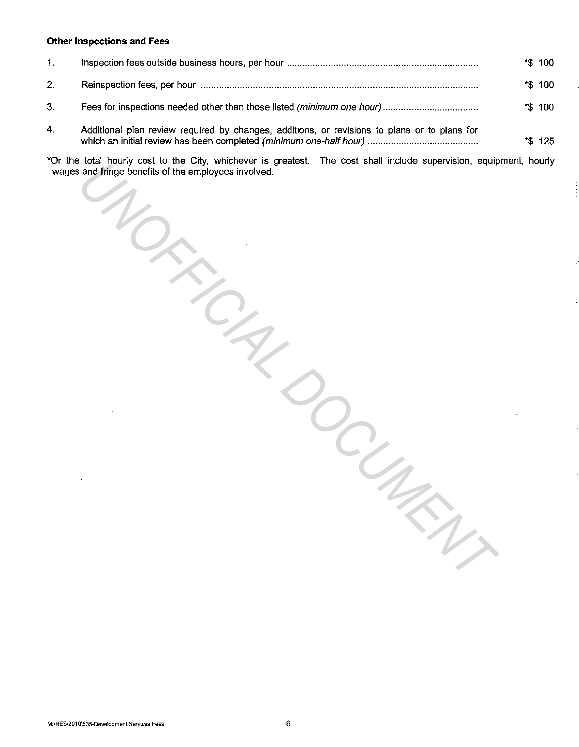**Other Inspections and Fees**

1. Inspection fees outside business hours, per hour ........................................................................ *$ 100

2. Reinspection fees, per hour ........................................................................................................ *$ 100

3. Fees for inspections needed other than those listed *(minimum one hour)* .................................... *$ 100

4. Additional plan review required by changes, additions, or revisions to plans or to plans for which an initial review has been completed *(minimum one-half hour)* .......................................... *$ 125

*Or the total hourly cost to the City, whichever is greatest. The cost shall include supervision, equipment, hourly wages and fringe benefits of the employees involved.

UNOFFICIAL DOCUMENT

M:\RES\2010\635-Development Services Fees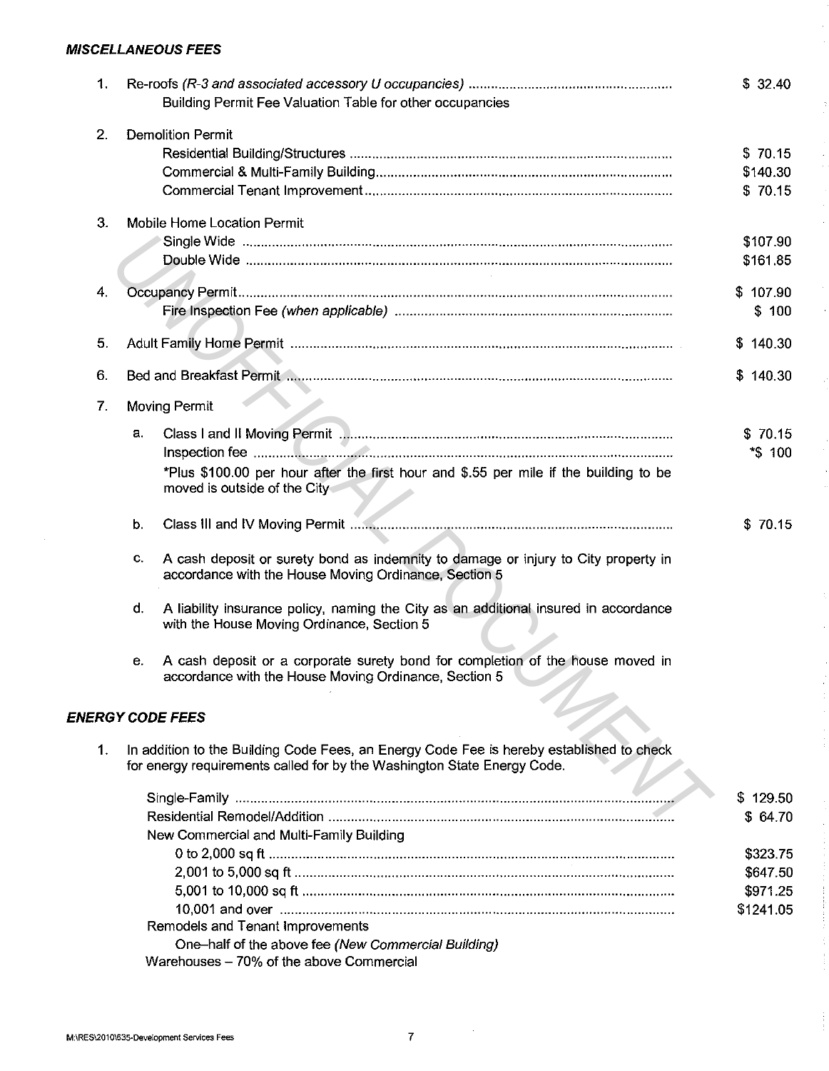### *MISCELLANEOUS FEES*

1. Re-roofs *(R-3 and associated accessory U occupancies)* ........................................ $ 32.40
   Building Permit Fee Valuation Table for other occupancies

2. Demolition Permit
   - Residential Building/Structures ........................................ $ 70.15
   - Commercial & Multi-Family Building ........................................ $140.30
   - Commercial Tenant Improvement ........................................ $ 70.15

3. Mobile Home Location Permit
   - Single Wide ........................................ $107.90
   - Double Wide ........................................ $161.85

4. Occupancy Permit ........................................ $ 107.90
   Fire Inspection Fee *(when applicable)* ........................................ $ 100

5. Adult Family Home Permit ........................................ $ 140.30

6. Bed and Breakfast Permit ........................................ $ 140.30

7. Moving Permit

   a. Class I and II Moving Permit ........................................ $ 70.15
      Inspection fee ........................................ *$ 100
      *Plus $100.00 per hour after the first hour and $.55 per mile if the building to be moved is outside of the City

   b. Class III and IV Moving Permit ........................................ $ 70.15

   c. A cash deposit or surety bond as indemnity to damage or injury to City property in accordance with the House Moving Ordinance, Section 5

   d. A liability insurance policy, naming the City as an additional insured in accordance with the House Moving Ordinance, Section 5

   e. A cash deposit or a corporate surety bond for completion of the house moved in accordance with the House Moving Ordinance, Section 5

### *ENERGY CODE FEES*

1. In addition to the Building Code Fees, an Energy Code Fee is hereby established to check for energy requirements called for by the Washington State Energy Code.

   - Single-Family ........................................ $ 129.50
   - Residential Remodel/Addition ........................................ $ 64.70
   - New Commercial and Multi-Family Building
     - 0 to 2,000 sq ft ........................................ $323.75
     - 2,001 to 5,000 sq ft ........................................ $647.50
     - 5,001 to 10,000 sq ft ........................................ $971.25
     - 10,001 and over ........................................ $1241.05
   - Remodels and Tenant Improvements
     - One–half of the above fee *(New Commercial Building)*
   - Warehouses – 70% of the above Commercial

M:\RES\2010\635-Development Services Fees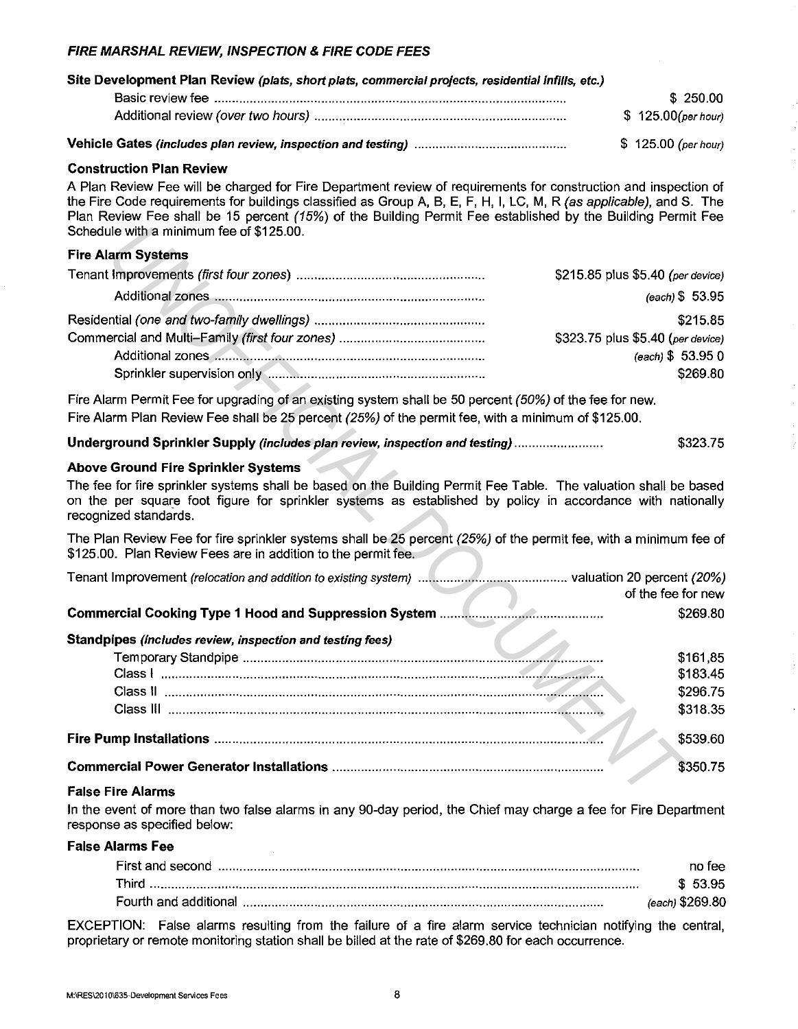## *FIRE MARSHAL REVIEW, INSPECTION & FIRE CODE FEES*

**Site Development Plan Review** ***(plats, short plats, commercial projects, residential infills, etc.)***

| | |
|---|---|
| Basic review fee | $ 250.00 |
| Additional review *(over two hours)* | $ 125.00*(per hour)* |

**Vehicle Gates** ***(includes plan review, inspection and testing)*** .......... $ 125.00 *(per hour)*

**Construction Plan Review**

A Plan Review Fee will be charged for Fire Department review of requirements for construction and inspection of the Fire Code requirements for buildings classified as Group A, B, E, F, H, I, LC, M, R *(as applicable)*, and S. The Plan Review Fee shall be 15 percent *(15%)* of the Building Permit Fee established by the Building Permit Fee Schedule with a minimum fee of $125.00.

**Fire Alarm Systems**

| | |
|---|---|
| Tenant Improvements *(first four zones)* | $215.85 plus $5.40 *(per device)* |
| Additional zones | *(each)* $ 53.95 |
| Residential *(one and two-family dwellings)* | $215.85 |
| Commercial and Multi–Family *(first four zones)* | $323.75 plus $5.40 *(per device)* |
| Additional zones | *(each)* $ 53.95 0 |
| Sprinkler supervision only | $269.80 |

Fire Alarm Permit Fee for upgrading of an existing system shall be 50 percent *(50%)* of the fee for new.
Fire Alarm Plan Review Fee shall be 25 percent *(25%)* of the permit fee, with a minimum of $125.00.

**Underground Sprinkler Supply** ***(includes plan review, inspection and testing)*** .......... $323.75

**Above Ground Fire Sprinkler Systems**

The fee for fire sprinkler systems shall be based on the Building Permit Fee Table. The valuation shall be based on the per square foot figure for sprinkler systems as established by policy in accordance with nationally recognized standards.

The Plan Review Fee for fire sprinkler systems shall be 25 percent *(25%)* of the permit fee, with a minimum fee of $125.00. Plan Review Fees are in addition to the permit fee.

Tenant Improvement *(relocation and addition to existing system)* .......... valuation 20 percent *(20%)* of the fee for new

**Commercial Cooking Type 1 Hood and Suppression System** .......... $269.80

**Standpipes** ***(includes review, inspection and testing fees)***

| | |
|---|---|
| Temporary Standpipe | $161,85 |
| Class I | $183.45 |
| Class II | $296.75 |
| Class III | $318.35 |

**Fire Pump Installations** .......... $539.60

**Commercial Power Generator Installations** .......... $350.75

**False Fire Alarms**

In the event of more than two false alarms in any 90-day period, the Chief may charge a fee for Fire Department response as specified below:

**False Alarms Fee**

| | |
|---|---|
| First and second | no fee |
| Third | $ 53.95 |
| Fourth and additional | *(each)* $269.80 |

EXCEPTION: False alarms resulting from the failure of a fire alarm service technician notifying the central, proprietary or remote monitoring station shall be billed at the rate of $269.80 for each occurrence.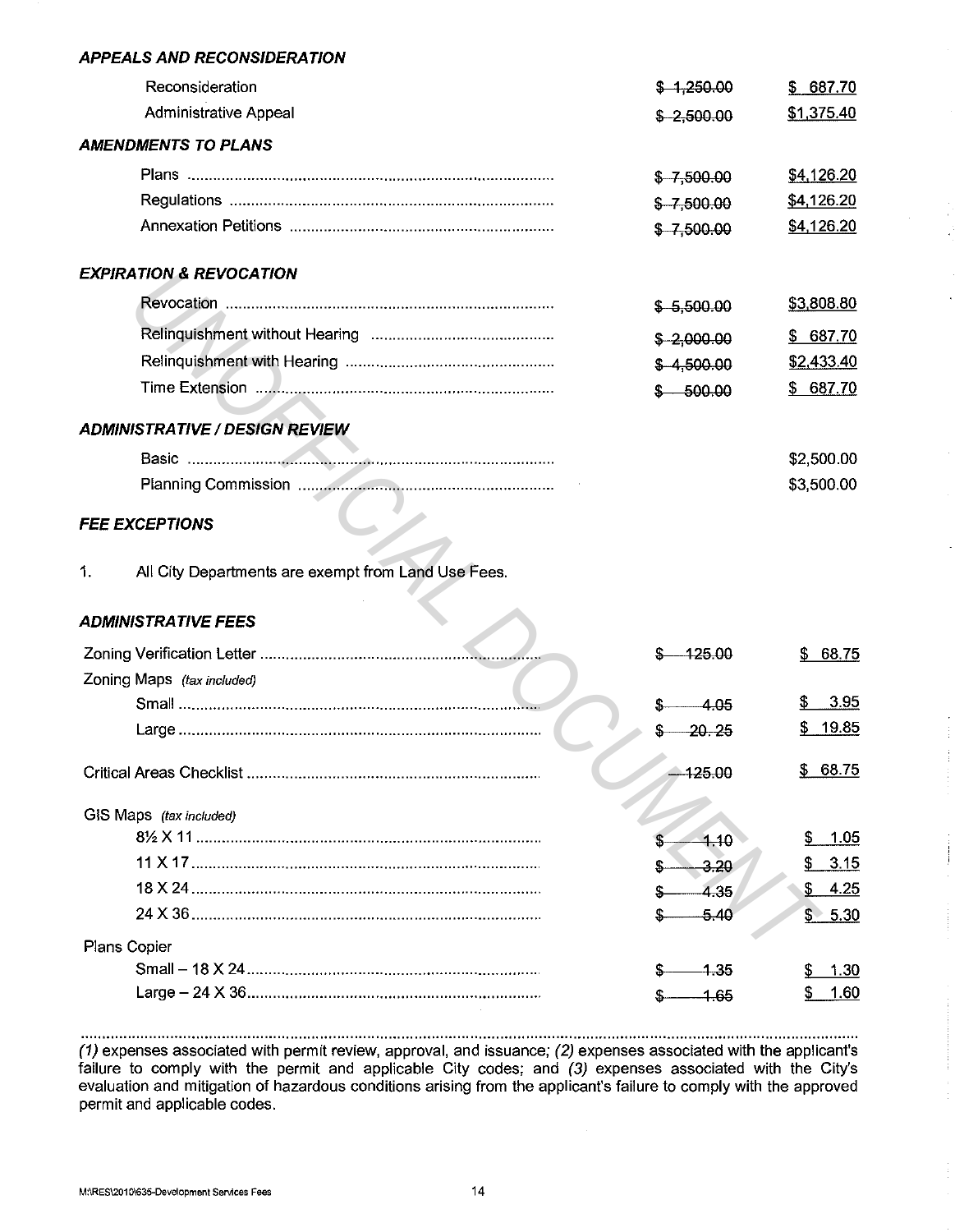### *APPEALS AND RECONSIDERATION*

| | | |
|---|---|---|
| Reconsideration | ~~$ 1,250.00~~ | $ 687.70 |
| Administrative Appeal | ~~$ 2,500.00~~ | $1,375.40 |

### *AMENDMENTS TO PLANS*

| | | |
|---|---|---|
| Plans | ~~$ 7,500.00~~ | $4,126.20 |
| Regulations | ~~$ 7,500.00~~ | $4,126.20 |
| Annexation Petitions | ~~$ 7,500.00~~ | $4,126.20 |

### *EXPIRATION & REVOCATION*

| | | |
|---|---|---|
| Revocation | ~~$ 5,500.00~~ | $3,808.80 |
| Relinquishment without Hearing | ~~$ 2,000.00~~ | $ 687.70 |
| Relinquishment with Hearing | ~~$ 4,500.00~~ | $2,433.40 |
| Time Extension | ~~$ 500.00~~ | $ 687.70 |

### *ADMINISTRATIVE / DESIGN REVIEW*

| | | |
|---|---|---|
| Basic | | $2,500.00 |
| Planning Commission | | $3,500.00 |

### *FEE EXCEPTIONS*

1. All City Departments are exempt from Land Use Fees.

### *ADMINISTRATIVE FEES*

| | | |
|---|---|---|
| Zoning Verification Letter | ~~$ 125.00~~ | $ 68.75 |
| Zoning Maps *(tax included)* | | |
| Small | ~~$ 4.05~~ | $ 3.95 |
| Large | ~~$ 20.25~~ | $ 19.85 |
| Critical Areas Checklist | ~~125.00~~ | $ 68.75 |
| GIS Maps *(tax included)* | | |
| 8½ X 11 | ~~$ 1.10~~ | $ 1.05 |
| 11 X 17 | ~~$ 3.20~~ | $ 3.15 |
| 18 X 24 | ~~$ 4.35~~ | $ 4.25 |
| 24 X 36 | ~~$ 5.40~~ | $ 5.30 |
| Plans Copier | | |
| Small – 18 X 24 | ~~$ 1.35~~ | $ 1.30 |
| Large – 24 X 36 | ~~$ 1.65~~ | $ 1.60 |

---

*(1)* expenses associated with permit review, approval, and issuance; *(2)* expenses associated with the applicant's failure to comply with the permit and applicable City codes; and *(3)* expenses associated with the City's evaluation and mitigation of hazardous conditions arising from the applicant's failure to comply with the approved permit and applicable codes.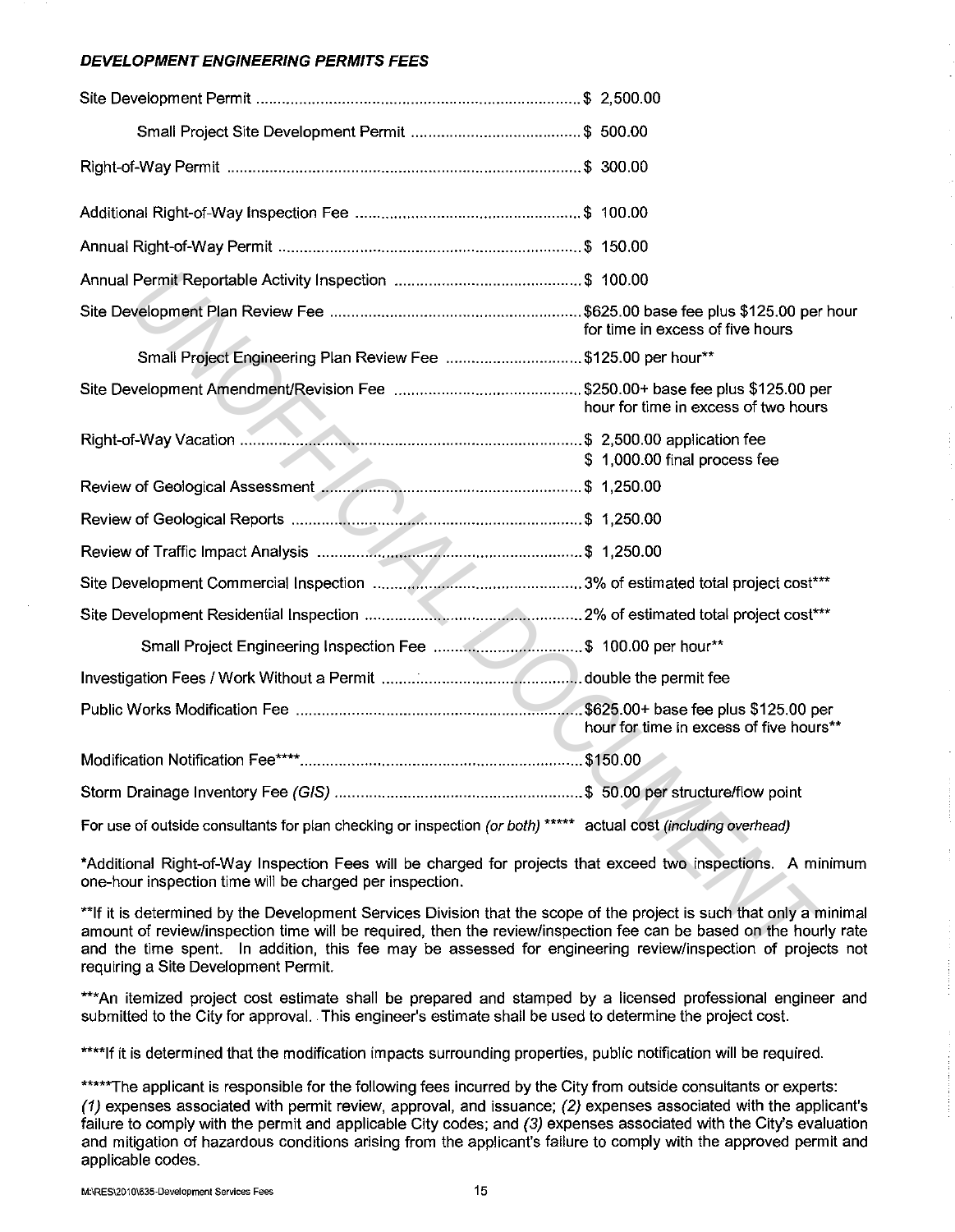### ***DEVELOPMENT ENGINEERING PERMITS FEES***

| Fee | Amount |
|---|---|
| Site Development Permit | $ 2,500.00 |
| Small Project Site Development Permit | $ 500.00 |
| Right-of-Way Permit | $ 300.00 |
| Additional Right-of-Way Inspection Fee | $ 100.00 |
| Annual Right-of-Way Permit | $ 150.00 |
| Annual Permit Reportable Activity Inspection | $ 100.00 |
| Site Development Plan Review Fee | $625.00 base fee plus $125.00 per hour for time in excess of five hours |
| Small Project Engineering Plan Review Fee | $125.00 per hour** |
| Site Development Amendment/Revision Fee | $250.00+ base fee plus $125.00 per hour for time in excess of two hours |
| Right-of-Way Vacation | $ 2,500.00 application fee<br>$ 1,000.00 final process fee |
| Review of Geological Assessment | $ 1,250.00 |
| Review of Geological Reports | $ 1,250.00 |
| Review of Traffic Impact Analysis | $ 1,250.00 |
| Site Development Commercial Inspection | 3% of estimated total project cost*** |
| Site Development Residential Inspection | 2% of estimated total project cost*** |
| Small Project Engineering Inspection Fee | $ 100.00 per hour** |
| Investigation Fees / Work Without a Permit | double the permit fee |
| Public Works Modification Fee | $625.00+ base fee plus $125.00 per hour for time in excess of five hours** |
| Modification Notification Fee**** | $150.00 |
| Storm Drainage Inventory Fee *(GIS)* | $ 50.00 per structure/flow point |
| For use of outside consultants for plan checking or inspection *(or both)* ***** | actual cost *(including overhead)* |

*Additional Right-of-Way Inspection Fees will be charged for projects that exceed two inspections. A minimum one-hour inspection time will be charged per inspection.

**If it is determined by the Development Services Division that the scope of the project is such that only a minimal amount of review/inspection time will be required, then the review/inspection fee can be based on the hourly rate and the time spent. In addition, this fee may be assessed for engineering review/inspection of projects not requiring a Site Development Permit.

***An itemized project cost estimate shall be prepared and stamped by a licensed professional engineer and submitted to the City for approval. This engineer's estimate shall be used to determine the project cost.

****If it is determined that the modification impacts surrounding properties, public notification will be required.

*****The applicant is responsible for the following fees incurred by the City from outside consultants or experts: *(1)* expenses associated with permit review, approval, and issuance; *(2)* expenses associated with the applicant's failure to comply with the permit and applicable City codes; and *(3)* expenses associated with the City's evaluation and mitigation of hazardous conditions arising from the applicant's failure to comply with the approved permit and applicable codes.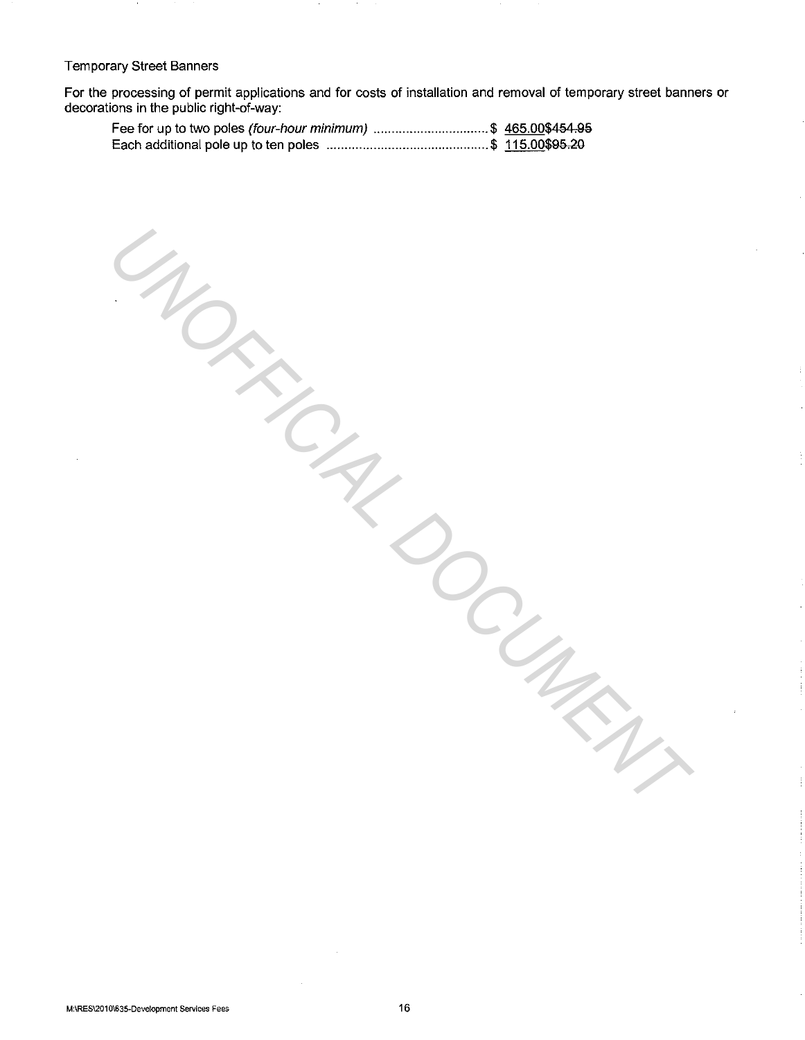Temporary Street Banners

For the processing of permit applications and for costs of installation and removal of temporary street banners or decorations in the public right-of-way:

Fee for up to two poles *(four-hour minimum)* ................................ $ <u>465.00</u>~~$454.95~~
Each additional pole up to ten poles ............................................ $ <u>115.00</u>~~$95.20~~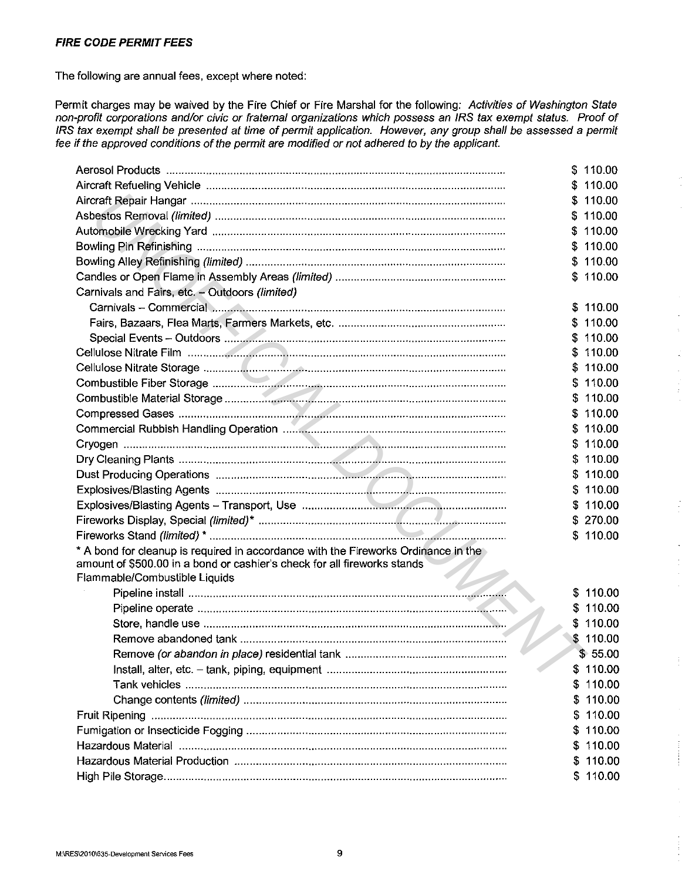***FIRE CODE PERMIT FEES***

The following are annual fees, except where noted:

Permit charges may be waived by the Fire Chief or Fire Marshal for the following: *Activities of Washington State non-profit corporations and/or civic or fraternal organizations which possess an IRS tax exempt status. Proof of IRS tax exempt shall be presented at time of permit application. However, any group shall be assessed a permit fee if the approved conditions of the permit are modified or not adhered to by the applicant.*

| Permit | Fee |
|---|---|
| Aerosol Products | $ 110.00 |
| Aircraft Refueling Vehicle | $ 110.00 |
| Aircraft Repair Hangar | $ 110.00 |
| Asbestos Removal *(limited)* | $ 110.00 |
| Automobile Wrecking Yard | $ 110.00 |
| Bowling Pin Refinishing | $ 110.00 |
| Bowling Alley Refinishing *(limited)* | $ 110.00 |
| Candles or Open Flame in Assembly Areas *(limited)* | $ 110.00 |
| Carnivals and Fairs, etc. – Outdoors *(limited)* | |
| Carnivals – Commercial | $ 110.00 |
| Fairs, Bazaars, Flea Marts, Farmers Markets, etc. | $ 110.00 |
| Special Events – Outdoors | $ 110.00 |
| Cellulose Nitrate Film | $ 110.00 |
| Cellulose Nitrate Storage | $ 110.00 |
| Combustible Fiber Storage | $ 110.00 |
| Combustible Material Storage | $ 110.00 |
| Compressed Gases | $ 110.00 |
| Commercial Rubbish Handling Operation | $ 110.00 |
| Cryogen | $ 110.00 |
| Dry Cleaning Plants | $ 110.00 |
| Dust Producing Operations | $ 110.00 |
| Explosives/Blasting Agents | $ 110.00 |
| Explosives/Blasting Agents – Transport, Use | $ 110.00 |
| Fireworks Display, Special *(limited)** | $ 270.00 |
| Fireworks Stand *(limited)* * | $ 110.00 |
| * A bond for cleanup is required in accordance with the Fireworks Ordinance in the amount of $500.00 in a bond or cashier's check for all fireworks stands | |
| Flammable/Combustible Liquids | |
| Pipeline install | $ 110.00 |
| Pipeline operate | $ 110.00 |
| Store, handle use | $ 110.00 |
| Remove abandoned tank | $ 110.00 |
| Remove *(or abandon in place)* residential tank | $ 55.00 |
| Install, alter, etc. – tank, piping, equipment | $ 110.00 |
| Tank vehicles | $ 110.00 |
| Change contents *(limited)* | $ 110.00 |
| Fruit Ripening | $ 110.00 |
| Fumigation or Insecticide Fogging | $ 110.00 |
| Hazardous Material | $ 110.00 |
| Hazardous Material Production | $ 110.00 |
| High Pile Storage | $ 110.00 |

M:\RES\2010\635-Development Services Fees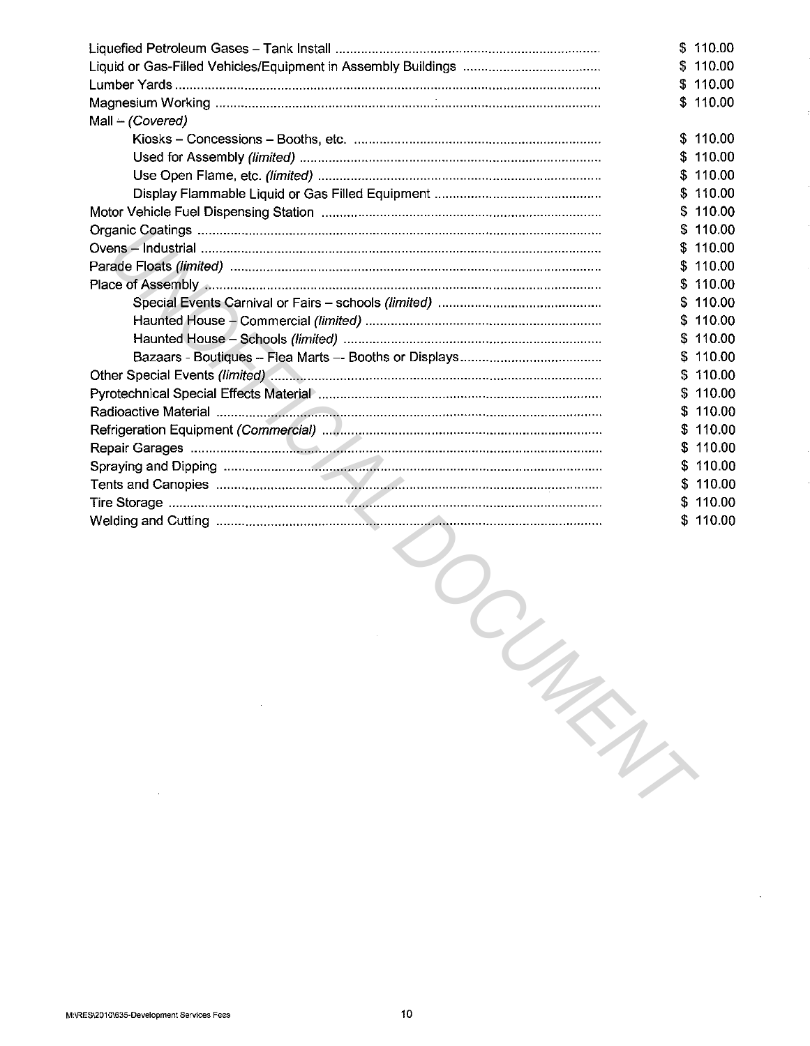| Item | Fee |
|---|---|
| Liquefied Petroleum Gases – Tank Install | $ 110.00 |
| Liquid or Gas-Filled Vehicles/Equipment in Assembly Buildings | $ 110.00 |
| Lumber Yards | $ 110.00 |
| Magnesium Working | $ 110.00 |
| Mall – *(Covered)* | |
| Kiosks – Concessions – Booths, etc. | $ 110.00 |
| Used for Assembly *(limited)* | $ 110.00 |
| Use Open Flame, etc. *(limited)* | $ 110.00 |
| Display Flammable Liquid or Gas Filled Equipment | $ 110.00 |
| Motor Vehicle Fuel Dispensing Station | $ 110.00 |
| Organic Coatings | $ 110.00 |
| Ovens – Industrial | $ 110.00 |
| Parade Floats *(limited)* | $ 110.00 |
| Place of Assembly | $ 110.00 |
| Special Events Carnival or Fairs – schools *(limited)* | $ 110.00 |
| Haunted House – Commercial *(limited)* | $ 110.00 |
| Haunted House – Schools *(limited)* | $ 110.00 |
| Bazaars - Boutiques – Flea Marts –- Booths or Displays | $ 110.00 |
| Other Special Events *(limited)* | $ 110.00 |
| Pyrotechnical Special Effects Material | $ 110.00 |
| Radioactive Material | $ 110.00 |
| Refrigeration Equipment *(Commercial)* | $ 110.00 |
| Repair Garages | $ 110.00 |
| Spraying and Dipping | $ 110.00 |
| Tents and Canopies | $ 110.00 |
| Tire Storage | $ 110.00 |
| Welding and Cutting | $ 110.00 |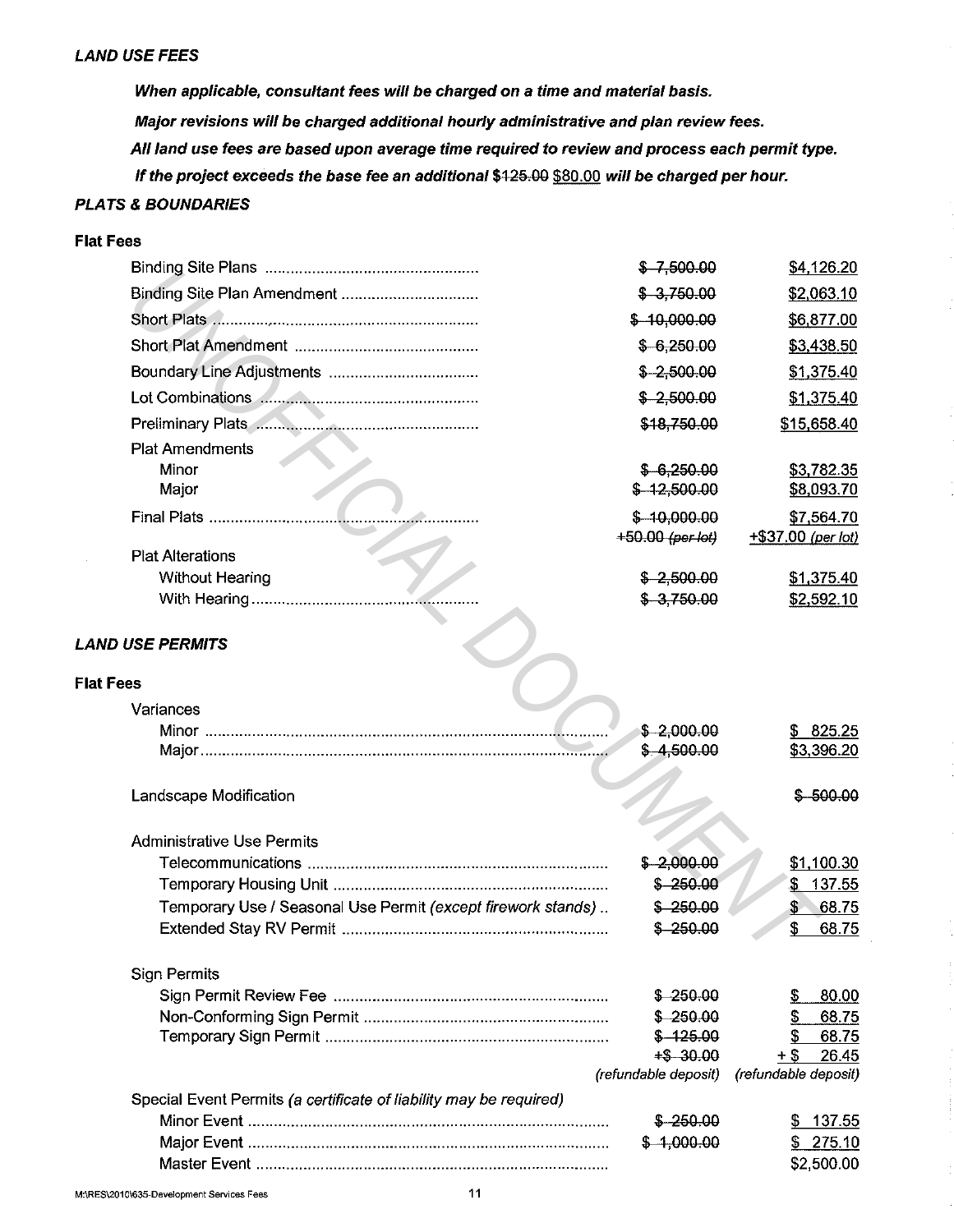### *LAND USE FEES*

***When applicable, consultant fees will be charged on a time and material basis.***

***Major revisions will be charged additional hourly administrative and plan review fees.***

***All land use fees are based upon average time required to review and process each permit type.***

***If the project exceeds the base fee an additional ~~$125.00~~ $80.00 will be charged per hour.***

### *PLATS & BOUNDARIES*

**Flat Fees**

| | | |
|---|---|---|
| Binding Site Plans | ~~$ 7,500.00~~ | $4,126.20 |
| Binding Site Plan Amendment | ~~$ 3,750.00~~ | $2,063.10 |
| Short Plats | ~~$ 10,000.00~~ | $6,877.00 |
| Short Plat Amendment | ~~$ 6,250.00~~ | $3,438.50 |
| Boundary Line Adjustments | ~~$ 2,500.00~~ | $1,375.40 |
| Lot Combinations | ~~$ 2,500.00~~ | $1,375.40 |
| Preliminary Plats | ~~$18,750.00~~ | $15,658.40 |
| Plat Amendments | | |
| Minor | ~~$ 6,250.00~~ | $3,782.35 |
| Major | ~~$ 12,500.00~~ | $8,093.70 |
| Final Plats | ~~$ 10,000.00~~ ~~+50.00 *(per lot)*~~ | $7,564.70 +$37.00 *(per lot)* |
| Plat Alterations | | |
| Without Hearing | ~~$ 2,500.00~~ | $1,375.40 |
| With Hearing | ~~$ 3,750.00~~ | $2,592.10 |

### *LAND USE PERMITS*

**Flat Fees**

| | | |
|---|---|---|
| Variances | | |
| Minor | ~~$ 2,000.00~~ | $ 825.25 |
| Major | ~~$ 4,500.00~~ | $3,396.20 |
| Landscape Modification | | ~~$ 500.00~~ |
| Administrative Use Permits | | |
| Telecommunications | ~~$ 2,000.00~~ | $1,100.30 |
| Temporary Housing Unit | ~~$ 250.00~~ | $ 137.55 |
| Temporary Use / Seasonal Use Permit *(except firework stands)* | ~~$ 250.00~~ | $ 68.75 |
| Extended Stay RV Permit | ~~$ 250.00~~ | $ 68.75 |
| Sign Permits | | |
| Sign Permit Review Fee | ~~$ 250.00~~ | $ 80.00 |
| Non-Conforming Sign Permit | ~~$ 250.00~~ | $ 68.75 |
| Temporary Sign Permit | ~~$ 125.00~~ ~~+$ 30.00~~ *(refundable deposit)* | $ 68.75 + $ 26.45 *(refundable deposit)* |
| Special Event Permits *(a certificate of liability may be required)* | | |
| Minor Event | ~~$ 250.00~~ | $ 137.55 |
| Major Event | ~~$ 1,000.00~~ | $ 275.10 |
| Master Event | | $2,500.00 |

M:\RES\2010\635-Development Services Fees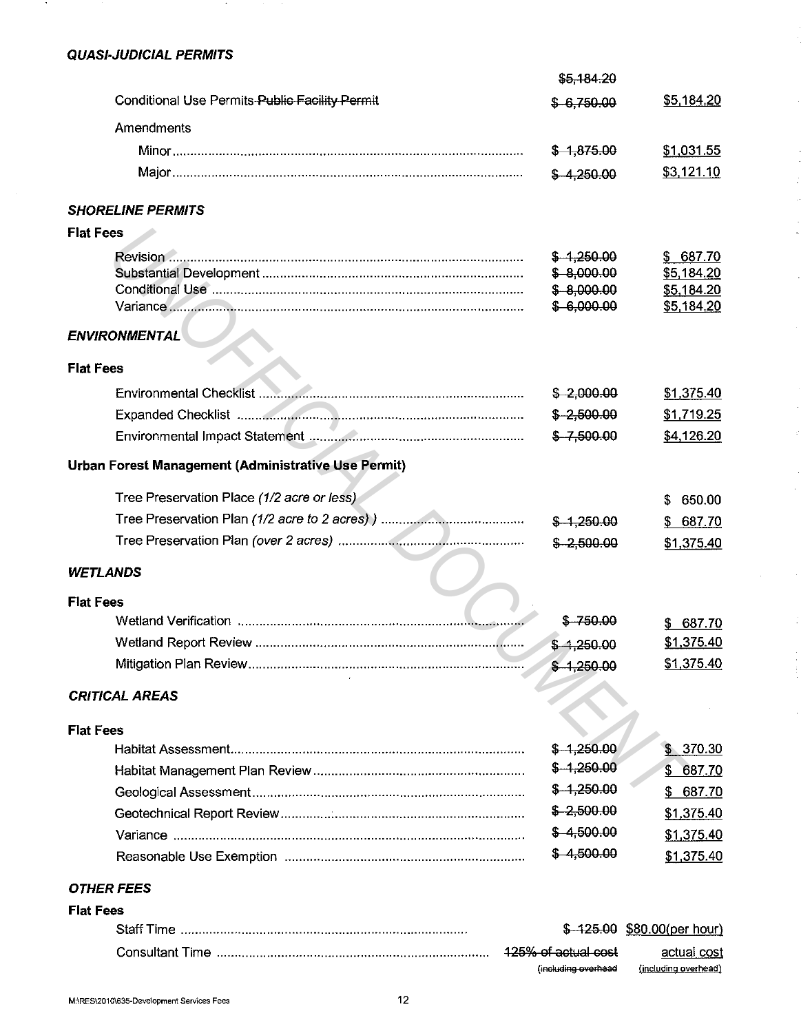***QUASI-JUDICIAL PERMITS***

| | | |
|---|---|---|
| | ~~$5,184.20~~ | |
| Conditional Use Permits ~~Public Facility Permit~~ | ~~$ 6,750.00~~ | <u>$5,184.20</u> |
| Amendments | | |
| Minor | ~~$ 1,875.00~~ | <u>$1,031.55</u> |
| Major | ~~$ 4,250.00~~ | <u>$3,121.10</u> |

***SHORELINE PERMITS***

**Flat Fees**

| | | |
|---|---|---|
| Revision | ~~$ 1,250.00~~ | <u>$ 687.70</u> |
| Substantial Development | ~~$ 8,000.00~~ | <u>$5,184.20</u> |
| Conditional Use | ~~$ 8,000.00~~ | <u>$5,184.20</u> |
| Variance | ~~$ 6,000.00~~ | <u>$5,184.20</u> |

***ENVIRONMENTAL***

**Flat Fees**

| | | |
|---|---|---|
| Environmental Checklist | ~~$ 2,000.00~~ | <u>$1,375.40</u> |
| Expanded Checklist | ~~$ 2,500.00~~ | <u>$1,719.25</u> |
| Environmental Impact Statement | ~~$ 7,500.00~~ | <u>$4,126.20</u> |

**Urban Forest Management (Administrative Use Permit)**

| | | |
|---|---|---|
| Tree Preservation Place *(1/2 acre or less)* | | $ 650.00 |
| Tree Preservation Plan *(1/2 acre to 2 acres) )* | ~~$ 1,250.00~~ | <u>$ 687.70</u> |
| Tree Preservation Plan *(over 2 acres)* | ~~$ 2,500.00~~ | <u>$1,375.40</u> |

***WETLANDS***

**Flat Fees**

| | | |
|---|---|---|
| Wetland Verification | ~~$ 750.00~~ | <u>$ 687.70</u> |
| Wetland Report Review | ~~$ 1,250.00~~ | <u>$1,375.40</u> |
| Mitigation Plan Review | ~~$ 1,250.00~~ | <u>$1,375.40</u> |

***CRITICAL AREAS***

**Flat Fees**

| | | |
|---|---|---|
| Habitat Assessment | ~~$ 1,250.00~~ | <u>$ 370.30</u> |
| Habitat Management Plan Review | ~~$ 1,250.00~~ | <u>$ 687.70</u> |
| Geological Assessment | ~~$ 1,250.00~~ | <u>$ 687.70</u> |
| Geotechnical Report Review | ~~$ 2,500.00~~ | <u>$1,375.40</u> |
| Variance | ~~$ 4,500.00~~ | <u>$1,375.40</u> |
| Reasonable Use Exemption | ~~$ 4,500.00~~ | <u>$1,375.40</u> |

***OTHER FEES***

**Flat Fees**

| | | |
|---|---|---|
| Staff Time | ~~$ 125.00~~ | <u>$80.00(per hour)</u> |
| Consultant Time | ~~125% of actual cost (including overhead~~ | <u>actual cost (including overhead)</u> |

M:\RES\2010\635-Development Services Fees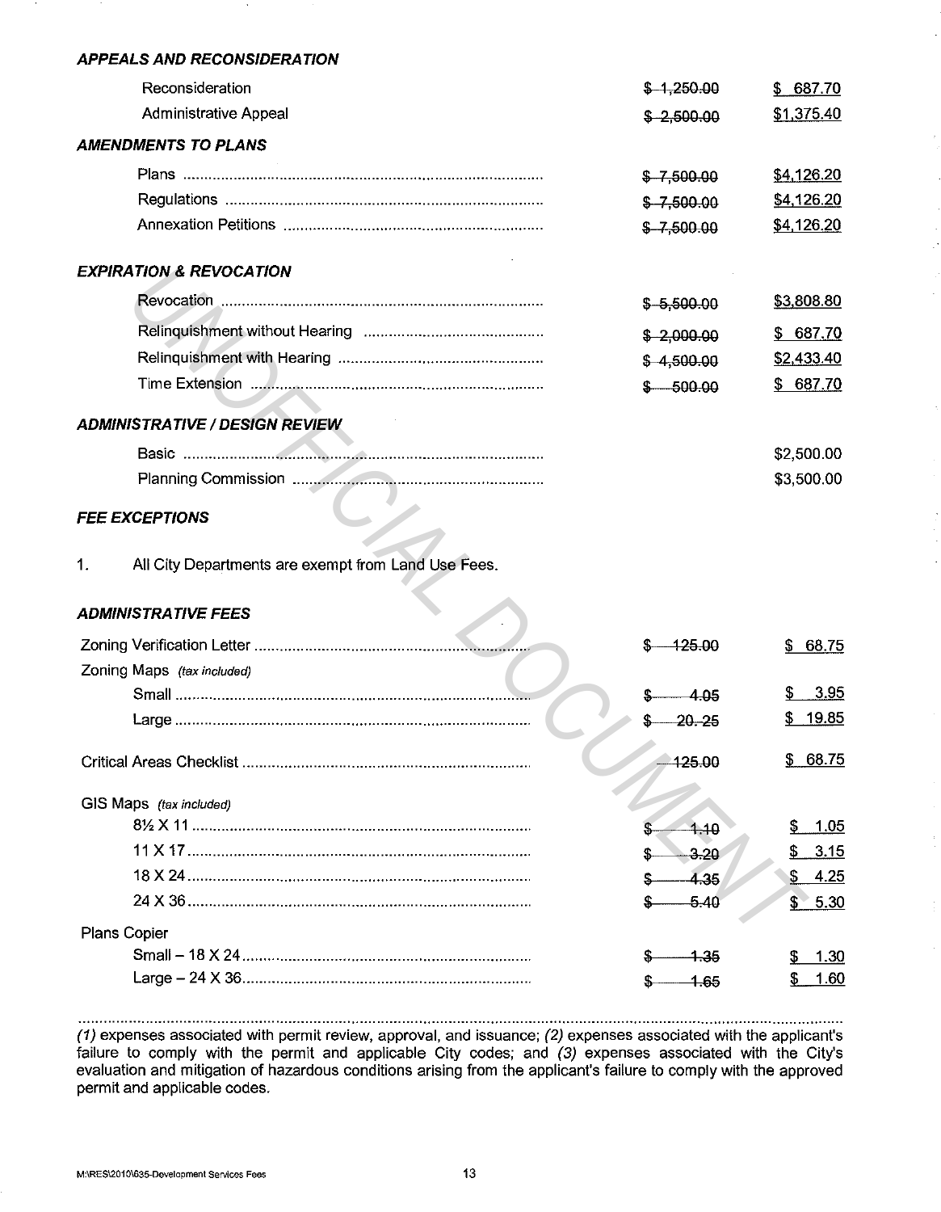### *APPEALS AND RECONSIDERATION*

| | | |
|---|---|---|
| Reconsideration | ~~$ 1,250.00~~ | $ 687.70 |
| Administrative Appeal | ~~$ 2,500.00~~ | $1,375.40 |

### *AMENDMENTS TO PLANS*

| | | |
|---|---|---|
| Plans | ~~$ 7,500.00~~ | $4,126.20 |
| Regulations | ~~$ 7,500.00~~ | $4,126.20 |
| Annexation Petitions | ~~$ 7,500.00~~ | $4,126.20 |

### *EXPIRATION & REVOCATION*

| | | |
|---|---|---|
| Revocation | ~~$ 5,500.00~~ | $3,808.80 |
| Relinquishment without Hearing | ~~$ 2,000.00~~ | $ 687.70 |
| Relinquishment with Hearing | ~~$ 4,500.00~~ | $2,433.40 |
| Time Extension | ~~$ 500.00~~ | $ 687.70 |

### *ADMINISTRATIVE / DESIGN REVIEW*

| | | |
|---|---|---|
| Basic | | $2,500.00 |
| Planning Commission | | $3,500.00 |

### *FEE EXCEPTIONS*

1. All City Departments are exempt from Land Use Fees.

### *ADMINISTRATIVE FEES*

| | | |
|---|---|---|
| Zoning Verification Letter | ~~$ 125.00~~ | $ 68.75 |
| Zoning Maps *(tax included)* | | |
| Small | ~~$ 4.05~~ | $ 3.95 |
| Large | ~~$ 20.25~~ | $ 19.85 |
| Critical Areas Checklist | ~~125.00~~ | $ 68.75 |
| GIS Maps *(tax included)* | | |
| 8½ X 11 | ~~$ 1.10~~ | $ 1.05 |
| 11 X 17 | ~~$ 3.20~~ | $ 3.15 |
| 18 X 24 | ~~$ 4.35~~ | $ 4.25 |
| 24 X 36 | ~~$ 5.40~~ | $ 5.30 |
| Plans Copier | | |
| Small – 18 X 24 | ~~$ 1.35~~ | $ 1.30 |
| Large – 24 X 36 | ~~$ 1.65~~ | $ 1.60 |

---

*(1)* expenses associated with permit review, approval, and issuance; *(2)* expenses associated with the applicant's failure to comply with the permit and applicable City codes; and *(3)* expenses associated with the City's evaluation and mitigation of hazardous conditions arising from the applicant's failure to comply with the approved permit and applicable codes.

M:\RES\2010\635-Development Services Fees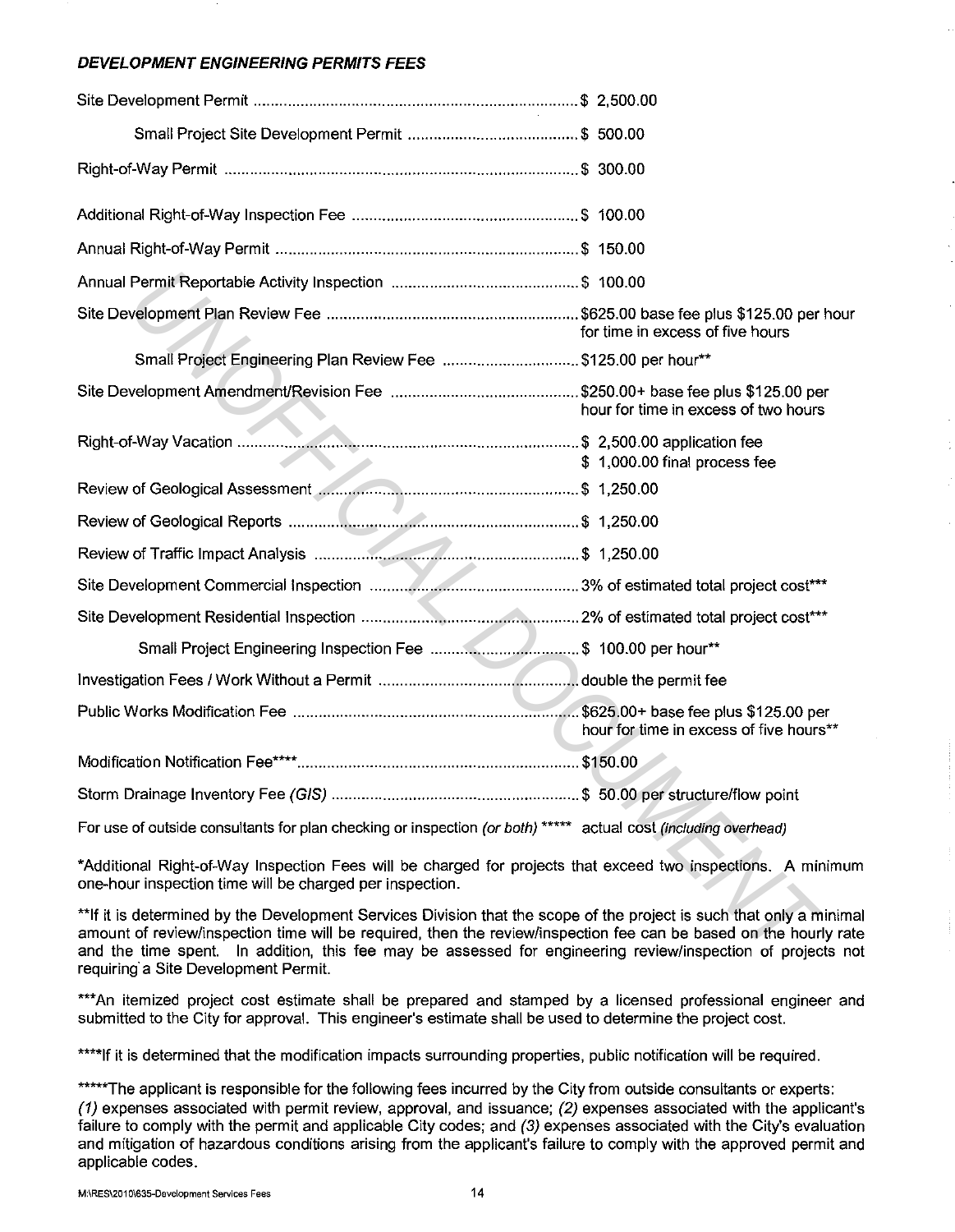***DEVELOPMENT ENGINEERING PERMITS FEES***

| Item | Fee |
|---|---|
| Site Development Permit | $ 2,500.00 |
| Small Project Site Development Permit | $ 500.00 |
| Right-of-Way Permit | $ 300.00 |
| Additional Right-of-Way Inspection Fee | $ 100.00 |
| Annual Right-of-Way Permit | $ 150.00 |
| Annual Permit Reportable Activity Inspection | $ 100.00 |
| Site Development Plan Review Fee | $625.00 base fee plus $125.00 per hour for time in excess of five hours |
| Small Project Engineering Plan Review Fee | $125.00 per hour** |
| Site Development Amendment/Revision Fee | $250.00+ base fee plus $125.00 per hour for time in excess of two hours |
| Right-of-Way Vacation | $ 2,500.00 application fee<br>$ 1,000.00 final process fee |
| Review of Geological Assessment | $ 1,250.00 |
| Review of Geological Reports | $ 1,250.00 |
| Review of Traffic Impact Analysis | $ 1,250.00 |
| Site Development Commercial Inspection | 3% of estimated total project cost*** |
| Site Development Residential Inspection | 2% of estimated total project cost*** |
| Small Project Engineering Inspection Fee | $ 100.00 per hour** |
| Investigation Fees / Work Without a Permit | double the permit fee |
| Public Works Modification Fee | $625.00+ base fee plus $125.00 per hour for time in excess of five hours** |
| Modification Notification Fee**** | $150.00 |
| Storm Drainage Inventory Fee *(GIS)* | $ 50.00 per structure/flow point |
| For use of outside consultants for plan checking or inspection *(or both)* ***** | actual cost *(including overhead)* |

*Additional Right-of-Way Inspection Fees will be charged for projects that exceed two inspections. A minimum one-hour inspection time will be charged per inspection.

**If it is determined by the Development Services Division that the scope of the project is such that only a minimal amount of review/inspection time will be required, then the review/inspection fee can be based on the hourly rate and the time spent. In addition, this fee may be assessed for engineering review/inspection of projects not requiring a Site Development Permit.

***An itemized project cost estimate shall be prepared and stamped by a licensed professional engineer and submitted to the City for approval. This engineer's estimate shall be used to determine the project cost.

****If it is determined that the modification impacts surrounding properties, public notification will be required.

*****The applicant is responsible for the following fees incurred by the City from outside consultants or experts: *(1)* expenses associated with permit review, approval, and issuance; *(2)* expenses associated with the applicant's failure to comply with the permit and applicable City codes; and *(3)* expenses associated with the City's evaluation and mitigation of hazardous conditions arising from the applicant's failure to comply with the approved permit and applicable codes.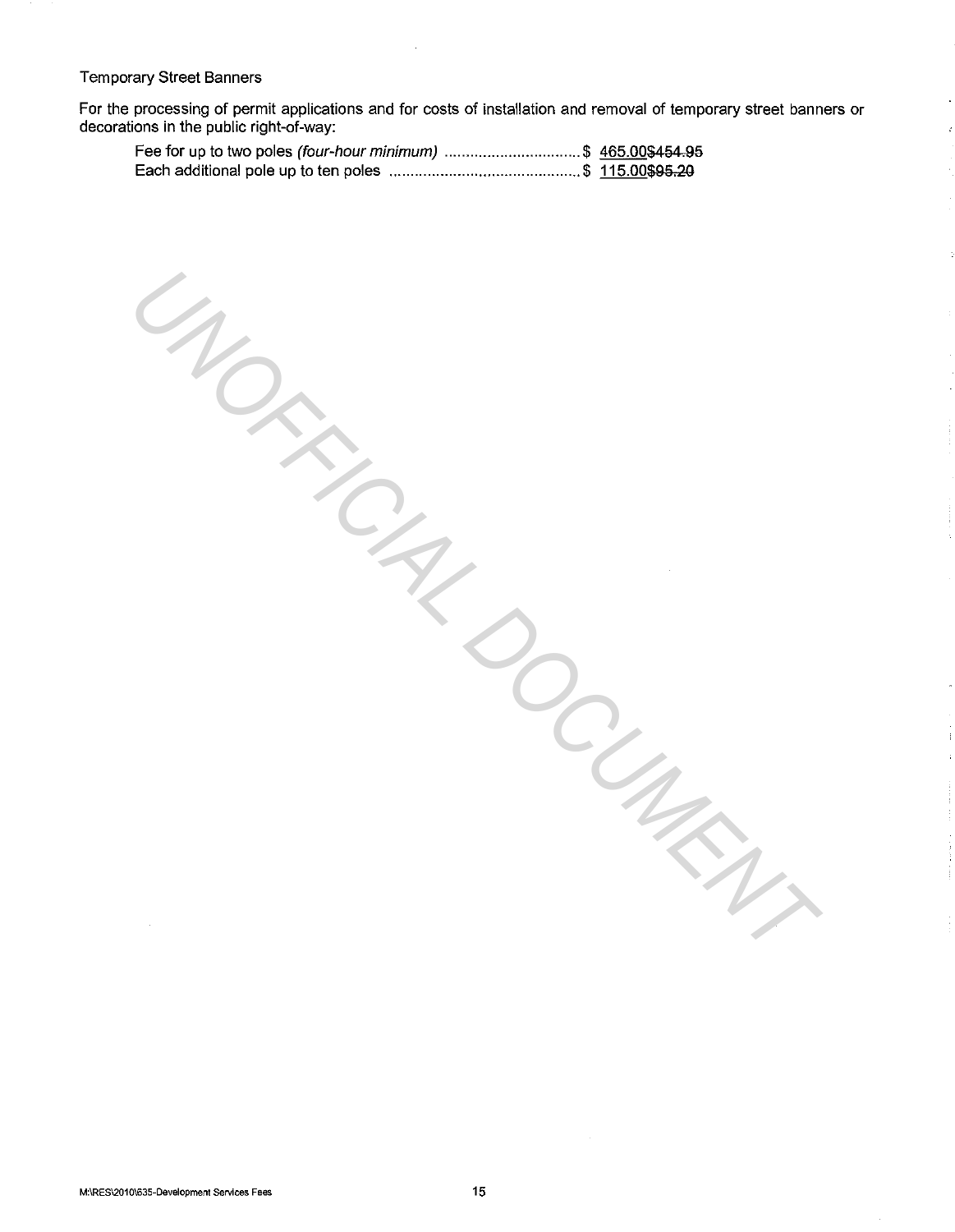Temporary Street Banners

For the processing of permit applications and for costs of installation and removal of temporary street banners or decorations in the public right-of-way:

Fee for up to two poles *(four-hour minimum)* ................................ $ 465.00~~$454.95~~
Each additional pole up to ten poles ............................................ $ 115.00~~$95.20~~

UNOFFICIAL DOCUMENT

M:\RES\2010\635-Development Services Fees